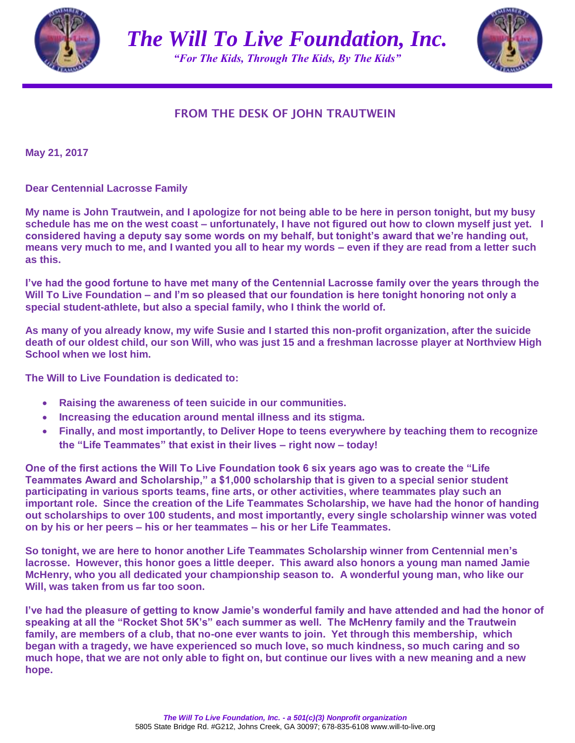# The Will To Live Foundation, Inc.

*"For The Kids, Through The Kids, By The Kids"*

## FROM THE DESK OF JOHN TRAUTWEIN

**May 21, 2017**

**Dear Centennial Lacrosse Family**

**My name is John Trautwein, and I apologize for not being able to be here in person tonight, but my busy schedule has me on the west coast – unfortunately, I have not figured out how to clown myself just yet. I considered having a deputy say some words on my behalf, but tonight's award that we're handing out, means very much to me, and I wanted you all to hear my words – even if they are read from a letter such as this.**

**I've had the good fortune to have met many of the Centennial Lacrosse family over the years through the Will To Live Foundation – and I'm so pleased that our foundation is here tonight honoring not only a special student-athlete, but also a special family, who I think the world of.**

**As many of you already know, my wife Susie and I started this non-profit organization, after the suicide death of our oldest child, our son Will, who was just 15 and a freshman lacrosse player at Northview High School when we lost him.**

**The Will to Live Foundation is dedicated to:**

- **Raising the awareness of teen suicide in our communities.**
- **Increasing the education around mental illness and its stigma.**
- **Finally, and most importantly, to Deliver Hope to teens everywhere by teaching them to recognize the "Life Teammates" that exist in their lives – right now – today!**

**One of the first actions the Will To Live Foundation took 6 six years ago was to create the "Life Teammates Award and Scholarship," a $1,000 scholarship that is given to a special senior student participating in various sports teams, fine arts, or other activities, where teammates play such an important role. Since the creation of the Life Teammates Scholarship, we have had the honor of handing out scholarships to over 100 students, and most importantly, every single scholarship winner was voted on by his or her peers – his or her teammates – his or her Life Teammates.**

**So tonight, we are here to honor another Life Teammates Scholarship winner from Centennial men's lacrosse. However, this honor goes a little deeper. This award also honors a young man named Jamie McHenry, who you all dedicated your championship season to. A wonderful young man, who like our Will, was taken from us far too soon.**

**I've had the pleasure of getting to know Jamie's wonderful family and have attended and had the honor of speaking at all the "Rocket Shot 5K's" each summer as well. The McHenry family and the Trautwein family, are members of a club, that no-one ever wants to join. Yet through this membership, which began with a tragedy, we have experienced so much love, so much kindness, so much caring and so much hope, that we are not only able to fight on, but continue our lives with a new meaning and a new hope.**

*The Will To Live Foundation, Inc. - a 501(c)(3) Nonprofit organization*
5805 State Bridge Rd. #G212, Johns Creek, GA 30097; 678-835-6108 www.will-to-live.org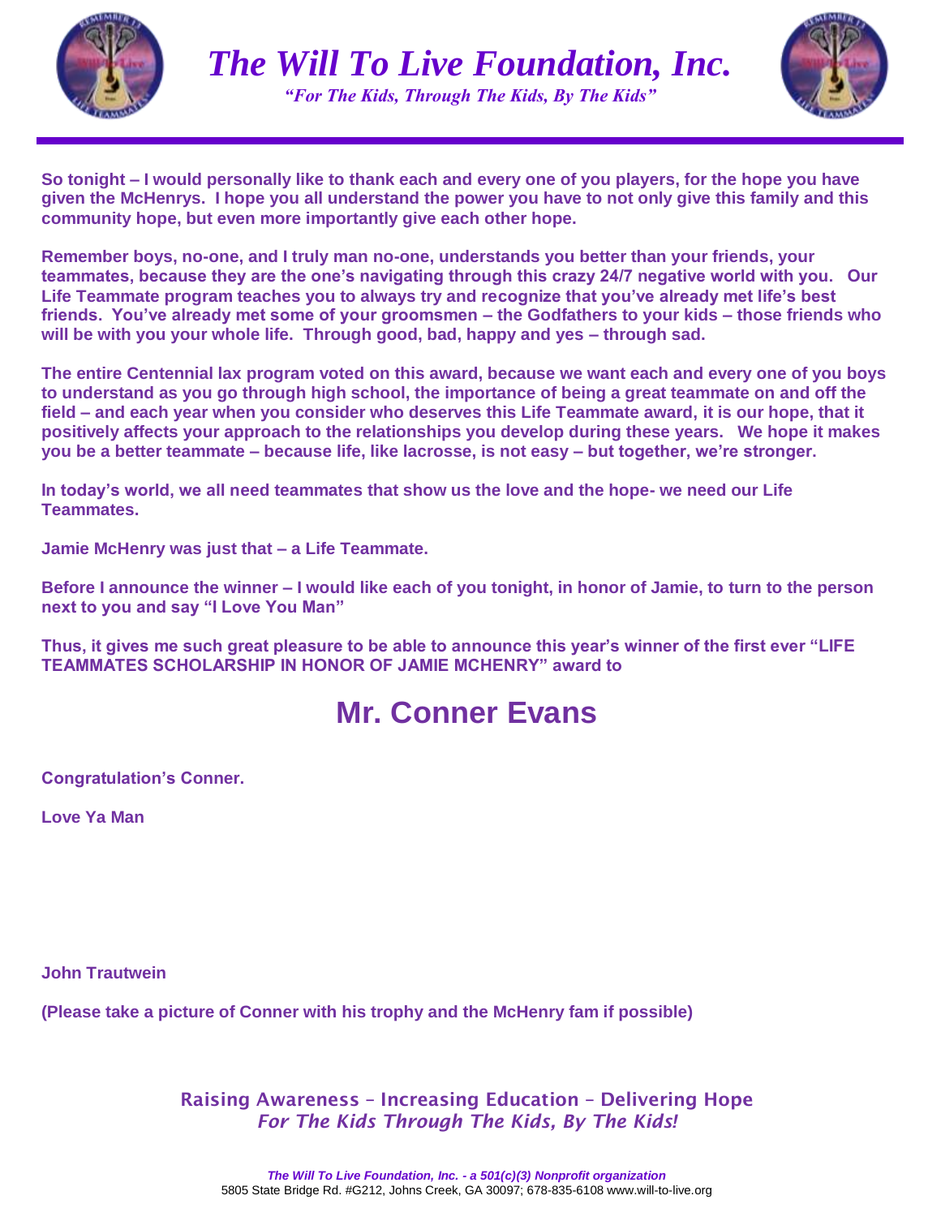# *The Will To Live Foundation, Inc.*

*"For The Kids, Through The Kids, By The Kids"*

**So tonight – I would personally like to thank each and every one of you players, for the hope you have given the McHenrys. I hope you all understand the power you have to not only give this family and this community hope, but even more importantly give each other hope.**

**Remember boys, no-one, and I truly man no-one, understands you better than your friends, your teammates, because they are the one's navigating through this crazy 24/7 negative world with you. Our Life Teammate program teaches you to always try and recognize that you've already met life's best friends. You've already met some of your groomsmen – the Godfathers to your kids – those friends who will be with you your whole life. Through good, bad, happy and yes – through sad.**

**The entire Centennial lax program voted on this award, because we want each and every one of you boys to understand as you go through high school, the importance of being a great teammate on and off the field – and each year when you consider who deserves this Life Teammate award, it is our hope, that it positively affects your approach to the relationships you develop during these years. We hope it makes you be a better teammate – because life, like lacrosse, is not easy – but together, we're stronger.**

**In today's world, we all need teammates that show us the love and the hope- we need our Life Teammates.**

**Jamie McHenry was just that – a Life Teammate.**

**Before I announce the winner – I would like each of you tonight, in honor of Jamie, to turn to the person next to you and say "I Love You Man"**

**Thus, it gives me such great pleasure to be able to announce this year's winner of the first ever "LIFE TEAMMATES SCHOLARSHIP IN HONOR OF JAMIE MCHENRY" award to**

## Mr. Conner Evans

**Congratulation's Conner.**

**Love Ya Man**

**John Trautwein**

**(Please take a picture of Conner with his trophy and the McHenry fam if possible)**

Raising Awareness – Increasing Education – Delivering Hope
*For The Kids Through The Kids, By The Kids!*

*The Will To Live Foundation, Inc. - a 501(c)(3) Nonprofit organization*
5805 State Bridge Rd. #G212, Johns Creek, GA 30097; 678-835-6108 www.will-to-live.org